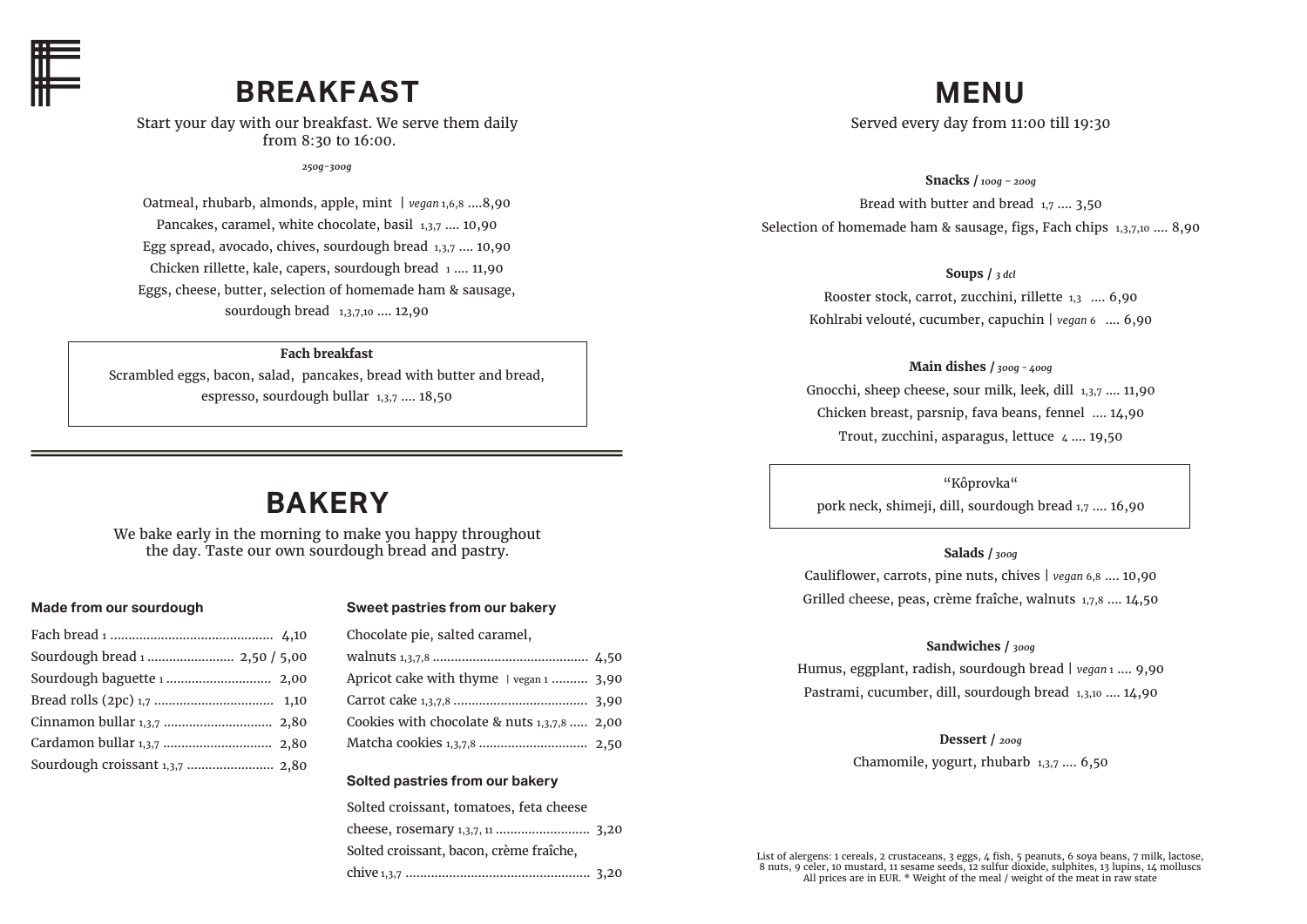# BREAKFAST

Start your day with our breakfast. We serve them daily from 8:30 to 16:00.

*250g-300g*

Oatmeal, rhubarb, almonds, apple, mint | *vegan* 1,6,8 ....8,90

Pancakes, caramel, white chocolate, basil 1,3,7 .... 10,90

Egg spread, avocado, chives, sourdough bread 1,3,7 .... 10,90

Chicken rillette, kale, capers, sourdough bread 1 .... 11,90

Eggs, cheese, butter, selection of homemade ham & sausage, sourdough bread 1,3,7,10 .... 12,90

**Fach breakfast**

Scrambled eggs, bacon, salad, pancakes, bread with butter and bread, espresso, sourdough bullar 1,3,7 .... 18,50

# BAKERY

We bake early in the morning to make you happy throughout the day. Taste our own sourdough bread and pastry.

### Made from our sourdough

Fach bread 1 .......... 4,10

Sourdough bread 1 .......... 2,50 / 5,00

Sourdough baguette 1 .......... 2,00

Bread rolls (2pc) 1,7 .......... 1,10

Cinnamon bullar 1,3,7 .......... 2,80

Cardamon bullar 1,3,7 .......... 2,80

Sourdough croissant 1,3,7 .......... 2,80

### Sweet pastries from our bakery

Chocolate pie, salted caramel, walnuts 1,3,7,8 .......... 4,50

Apricot cake with thyme | vegan 1 .......... 3,90

Carrot cake 1,3,7,8 .......... 3,90

Cookies with chocolate & nuts 1,3,7,8 .......... 2,00

Matcha cookies 1,3,7,8 .......... 2,50

### Solted pastries from our bakery

Solted croissant, tomatoes, feta cheese cheese, rosemary 1,3,7, 11 .......... 3,20

Solted croissant, bacon, crème fraîche, chive 1,3,7 .......... 3,20

# MENU

Served every day from 11:00 till 19:30

**Snacks /** *100g – 200g*

Bread with butter and bread 1,7 .... 3,50

Selection of homemade ham & sausage, figs, Fach chips 1,3,7,10 .... 8,90

**Soups /** *3 dcl*

Rooster stock, carrot, zucchini, rillette 1,3 .... 6,90

Kohlrabi velouté, cucumber, capuchin | *vegan* 6 .... 6,90

**Main dishes /** *300g - 400g*

Gnocchi, sheep cheese, sour milk, leek, dill 1,3,7 .... 11,90

Chicken breast, parsnip, fava beans, fennel .... 14,90

Trout, zucchini, asparagus, lettuce 4 .... 19,50

"Kôprovka"

pork neck, shimeji, dill, sourdough bread 1,7 .... 16,90

**Salads /** *300g*

Cauliflower, carrots, pine nuts, chives | *vegan* 6,8 .... 10,90

Grilled cheese, peas, crème fraîche, walnuts 1,7,8 .... 14,50

**Sandwiches /** *300g*

Humus, eggplant, radish, sourdough bread | *vegan* 1 .... 9,90

Pastrami, cucumber, dill, sourdough bread 1,3,10 .... 14,90

**Dessert /** *200g*

Chamomile, yogurt, rhubarb 1,3,7 .... 6,50

List of alergens: 1 cereals, 2 crustaceans, 3 eggs, 4 fish, 5 peanuts, 6 soya beans, 7 milk, lactose, 8 nuts, 9 celer, 10 mustard, 11 sesame seeds, 12 sulfur dioxide, sulphites, 13 lupins, 14 molluscs
All prices are in EUR. * Weight of the meal / weight of the meat in raw state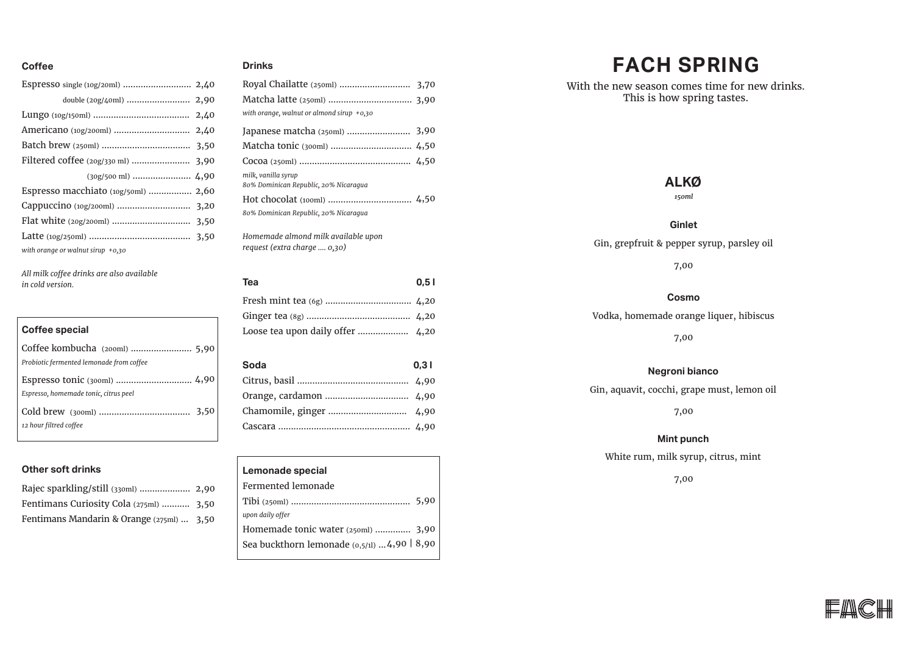## Coffee

| Item | Price |
|---|---|
| Espresso single (10g/20ml) | 2,40 |
| double (20g/40ml) | 2,90 |
| Lungo (10g/150ml) | 2,40 |
| Americano (10g/200ml) | 2,40 |
| Batch brew (250ml) | 3,50 |
| Filtered coffee (20g/330 ml) | 3,90 |
| (30g/500 ml) | 4,90 |
| Espresso macchiato (10g/50ml) | 2,60 |
| Cappuccino (10g/200ml) | 3,20 |
| Flat white (20g/200ml) | 3,50 |
| Latte (10g/250ml) | 3,50 |

*with orange or walnut sirup +0,30*

*All milk coffee drinks are also available in cold version.*

## Coffee special

| Item | Price |
|---|---|
| Coffee kombucha (200ml) | 5,90 |
| *Probiotic fermented lemonade from coffee* | |
| Espresso tonic (300ml) | 4,90 |
| *Espresso, homemade tonic, citrus peel* | |
| Cold brew (300ml) | 3,50 |
| *12 hour filtred coffee* | |

## Other soft drinks

| Item | Price |
|---|---|
| Rajec sparkling/still (330ml) | 2,90 |
| Fentimans Curiosity Cola (275ml) | 3,50 |
| Fentimans Mandarin & Orange (275ml) | 3,50 |

## Drinks

| Item | Price |
|---|---|
| Royal Chailatte (250ml) | 3,70 |
| Matcha latte (250ml) | 3,90 |
| *with orange, walnut or almond sirup +0,30* | |
| Japanese matcha (250ml) | 3,90 |
| Matcha tonic (300ml) | 4,50 |
| Cocoa (250ml) | 4,50 |
| *milk, vanilla syrup, 80% Dominican Republic, 20% Nicaragua* | |
| Hot chocolat (100ml) | 4,50 |
| *80% Dominican Republic, 20% Nicaragua* | |

*Homemade almond milk available upon request (extra charge .... 0,30)*

## Tea

| Tea | 0,5 l |
|---|---|
| Fresh mint tea (6g) | 4,20 |
| Ginger tea (8g) | 4,20 |
| Loose tea upon daily offer | 4,20 |

## Soda

| Soda | 0,3 l |
|---|---|
| Citrus, basil | 4,90 |
| Orange, cardamon | 4,90 |
| Chamomile, ginger | 4,90 |
| Cascara | 4,90 |

## Lemonade special

Fermented lemonade

| Item | Price |
|---|---|
| Tibi (250ml) | 5,90 |
| *upon daily offer* | |
| Homemade tonic water (250ml) | 3,90 |
| Sea buckthorn lemonade (0,5/1l) | 4,90 \| 8,90 |

# FACH SPRING

With the new season comes time for new drinks.
This is how spring tastes.

## ALKØ

*150ml*

### Ginlet

Gin, grepfruit & pepper syrup, parsley oil

7,00

### Cosmo

Vodka, homemade orange liquer, hibiscus

7,00

### Negroni bianco

Gin, aquavit, cocchi, grape must, lemon oil

7,00

### Mint punch

White rum, milk syrup, citrus, mint

7,00

FACH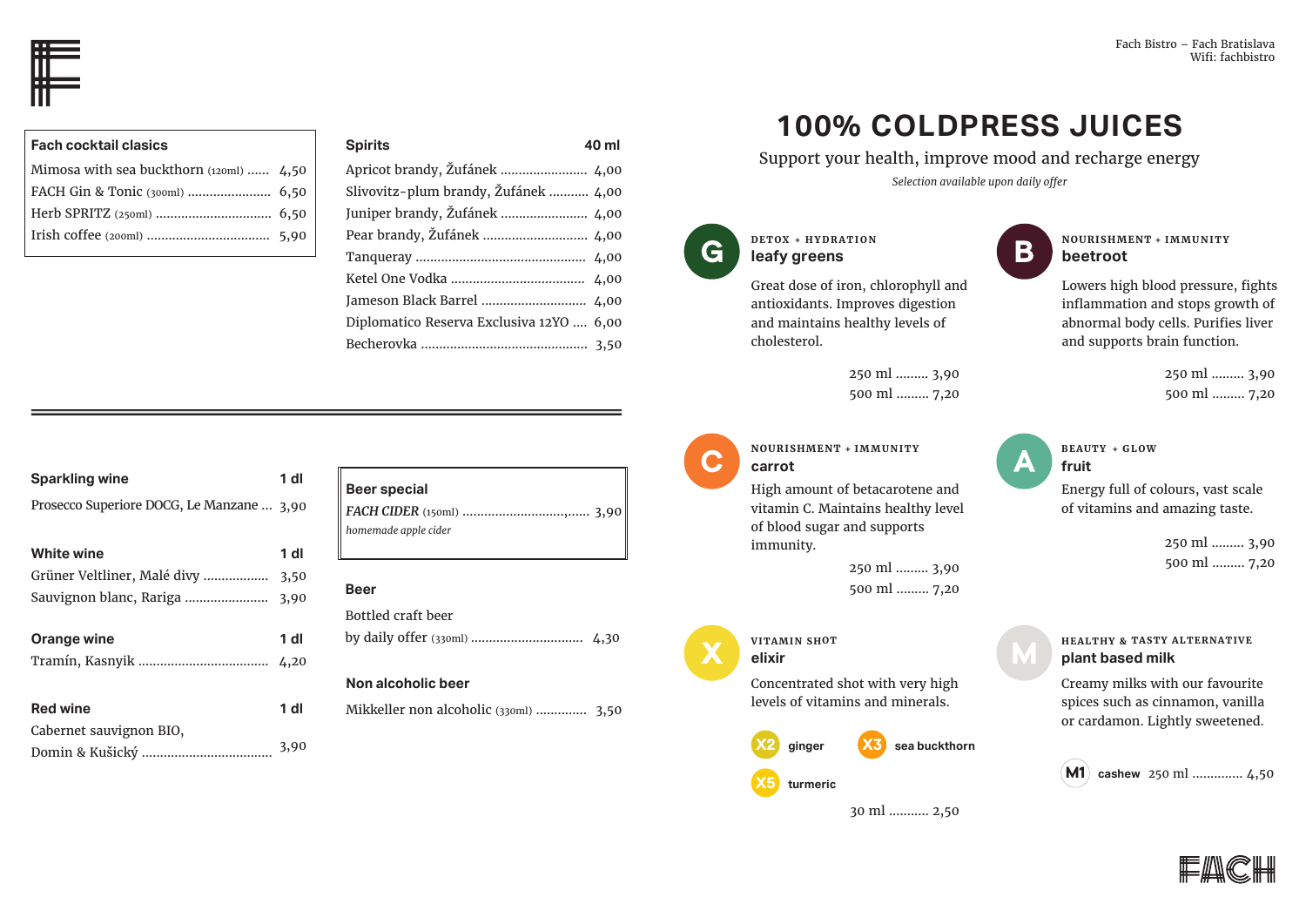Fach Bistro – Fach Bratislava
Wifi: fachbistro

## Fach cocktail clasics

| | |
|---|---|
| Mimosa with sea buckthorn (120ml) | 4,50 |
| FACH Gin & Tonic (300ml) | 6,50 |
| Herb SPRITZ (250ml) | 6,50 |
| Irish coffee (200ml) | 5,90 |

## Spirits

| | 40 ml |
|---|---|
| Apricot brandy, Žufánek | 4,00 |
| Slivovitz-plum brandy, Žufánek | 4,00 |
| Juniper brandy, Žufánek | 4,00 |
| Pear brandy, Žufánek | 4,00 |
| Tanqueray | 4,00 |
| Ketel One Vodka | 4,00 |
| Jameson Black Barrel | 4,00 |
| Diplomatico Reserva Exclusiva 12YO | 6,00 |
| Becherovka | 3,50 |

## Sparkling wine

| | 1 dl |
|---|---|
| Prosecco Superiore DOCG, Le Manzane | 3,90 |

## White wine

| | 1 dl |
|---|---|
| Grüner Veltliner, Malé divy | 3,50 |
| Sauvignon blanc, Rariga | 3,90 |

## Orange wine

| | 1 dl |
|---|---|
| Tramín, Kasnyik | 4,20 |

## Red wine

| | 1 dl |
|---|---|
| Cabernet sauvignon BIO, Domin & Kušický | 3,90 |

## Beer special

*FACH CIDER* (150ml) ........ 3,90
*homemade apple cider*

## Beer

Bottled craft beer
by daily offer (330ml) ........ 4,30

## Non alcoholic beer

Mikkeller non alcoholic (330ml) ........ 3,50

# 100% COLDPRESS JUICES

Support your health, improve mood and recharge energy

*Selection available upon daily offer*

### G — DETOX + HYDRATION — leafy greens

Great dose of iron, chlorophyll and antioxidants. Improves digestion and maintains healthy levels of cholesterol.

250 ml ........ 3,90
500 ml ........ 7,20

### B — NOURISHMENT + IMMUNITY — beetroot

Lowers high blood pressure, fights inflammation and stops growth of abnormal body cells. Purifies liver and supports brain function.

250 ml ........ 3,90
500 ml ........ 7,20

### C — NOURISHMENT + IMMUNITY — carrot

High amount of betacarotene and vitamin C. Maintains healthy level of blood sugar and supports immunity.

250 ml ........ 3,90
500 ml ........ 7,20

### A — BEAUTY + GLOW — fruit

Energy full of colours, vast scale of vitamins and amazing taste.

250 ml ........ 3,90
500 ml ........ 7,20

### X — VITAMIN SHOT — elixir

Concentrated shot with very high levels of vitamins and minerals.

X2 ginger
X3 sea buckthorn
X5 turmeric

30 ml ........ 2,50

### M — HEALTHY & TASTY ALTERNATIVE — plant based milk

Creamy milks with our favourite spices such as cinnamon, vanilla or cardamon. Lightly sweetened.

M1 cashew 250 ml ........ 4,50